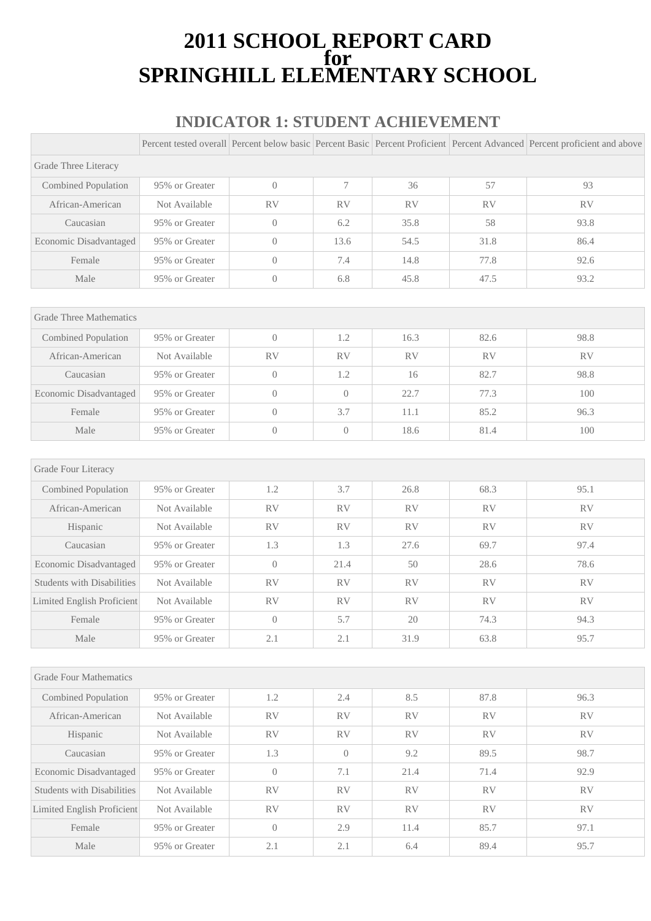# 2011 SCHOOL REPORT CARD for SPRINGHILL ELEMENTARY SCHOOL

## INDICATOR 1: STUDENT ACHIEVEMENT

| | Percent tested overall | Percent below basic | Percent Basic | Percent Proficient | Percent Advanced | Percent proficient and above |
|---|---|---|---|---|---|---|
| Grade Three Literacy | | | | | | |
| Combined Population | 95% or Greater | 0 | 7 | 36 | 57 | 93 |
| African-American | Not Available | RV | RV | RV | RV | RV |
| Caucasian | 95% or Greater | 0 | 6.2 | 35.8 | 58 | 93.8 |
| Economic Disadvantaged | 95% or Greater | 0 | 13.6 | 54.5 | 31.8 | 86.4 |
| Female | 95% or Greater | 0 | 7.4 | 14.8 | 77.8 | 92.6 |
| Male | 95% or Greater | 0 | 6.8 | 45.8 | 47.5 | 93.2 |

| | | | | | | |
|---|---|---|---|---|---|---|
| Grade Three Mathematics | | | | | | |
| Combined Population | 95% or Greater | 0 | 1.2 | 16.3 | 82.6 | 98.8 |
| African-American | Not Available | RV | RV | RV | RV | RV |
| Caucasian | 95% or Greater | 0 | 1.2 | 16 | 82.7 | 98.8 |
| Economic Disadvantaged | 95% or Greater | 0 | 0 | 22.7 | 77.3 | 100 |
| Female | 95% or Greater | 0 | 3.7 | 11.1 | 85.2 | 96.3 |
| Male | 95% or Greater | 0 | 0 | 18.6 | 81.4 | 100 |

| | | | | | | |
|---|---|---|---|---|---|---|
| Grade Four Literacy | | | | | | |
| Combined Population | 95% or Greater | 1.2 | 3.7 | 26.8 | 68.3 | 95.1 |
| African-American | Not Available | RV | RV | RV | RV | RV |
| Hispanic | Not Available | RV | RV | RV | RV | RV |
| Caucasian | 95% or Greater | 1.3 | 1.3 | 27.6 | 69.7 | 97.4 |
| Economic Disadvantaged | 95% or Greater | 0 | 21.4 | 50 | 28.6 | 78.6 |
| Students with Disabilities | Not Available | RV | RV | RV | RV | RV |
| Limited English Proficient | Not Available | RV | RV | RV | RV | RV |
| Female | 95% or Greater | 0 | 5.7 | 20 | 74.3 | 94.3 |
| Male | 95% or Greater | 2.1 | 2.1 | 31.9 | 63.8 | 95.7 |

| | | | | | | |
|---|---|---|---|---|---|---|
| Grade Four Mathematics | | | | | | |
| Combined Population | 95% or Greater | 1.2 | 2.4 | 8.5 | 87.8 | 96.3 |
| African-American | Not Available | RV | RV | RV | RV | RV |
| Hispanic | Not Available | RV | RV | RV | RV | RV |
| Caucasian | 95% or Greater | 1.3 | 0 | 9.2 | 89.5 | 98.7 |
| Economic Disadvantaged | 95% or Greater | 0 | 7.1 | 21.4 | 71.4 | 92.9 |
| Students with Disabilities | Not Available | RV | RV | RV | RV | RV |
| Limited English Proficient | Not Available | RV | RV | RV | RV | RV |
| Female | 95% or Greater | 0 | 2.9 | 11.4 | 85.7 | 97.1 |
| Male | 95% or Greater | 2.1 | 2.1 | 6.4 | 89.4 | 95.7 |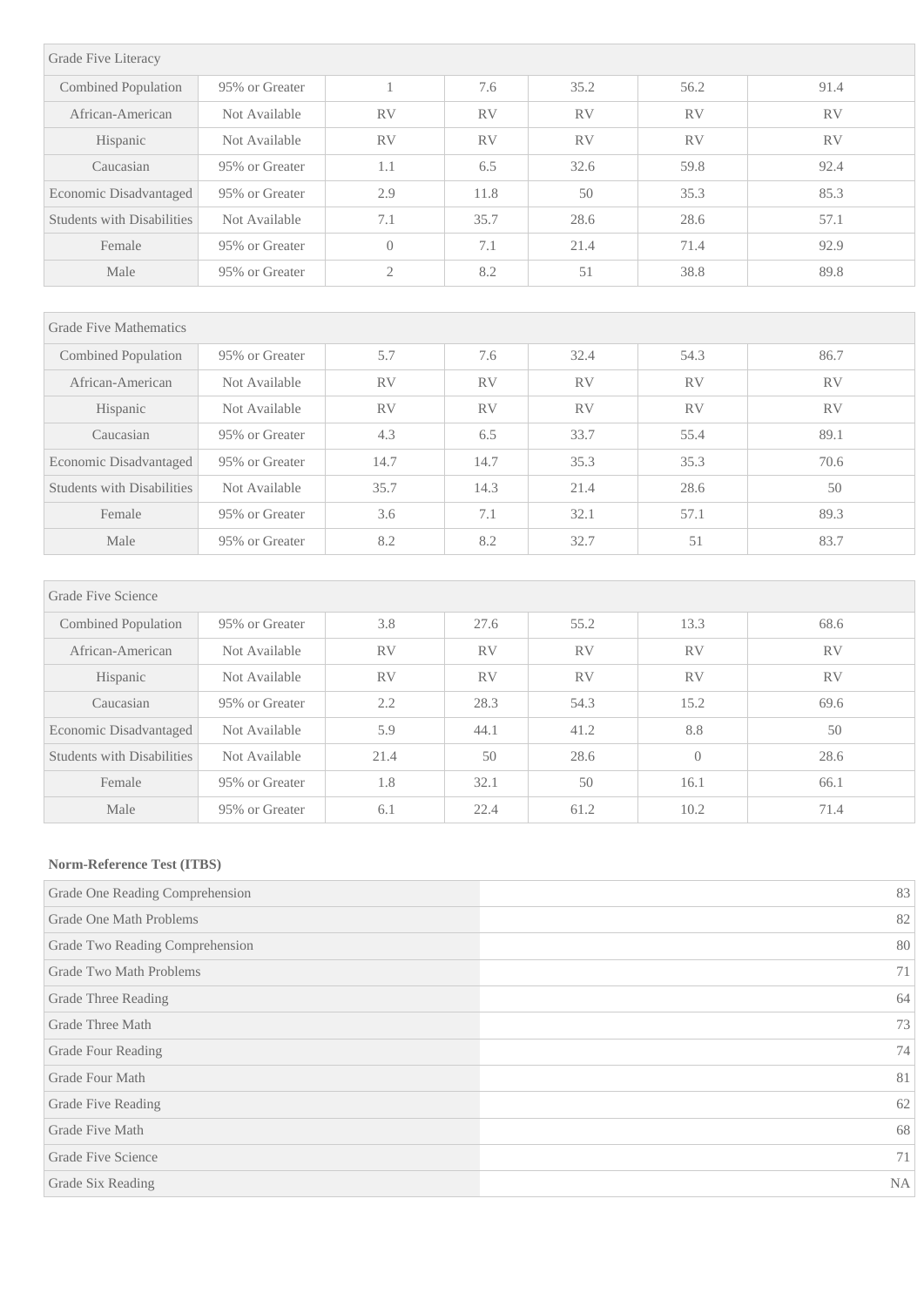| Grade Five Literacy | | | | | | |
|---|---|---|---|---|---|---|
| Combined Population | 95% or Greater | 1 | 7.6 | 35.2 | 56.2 | 91.4 |
| African-American | Not Available | RV | RV | RV | RV | RV |
| Hispanic | Not Available | RV | RV | RV | RV | RV |
| Caucasian | 95% or Greater | 1.1 | 6.5 | 32.6 | 59.8 | 92.4 |
| Economic Disadvantaged | 95% or Greater | 2.9 | 11.8 | 50 | 35.3 | 85.3 |
| Students with Disabilities | Not Available | 7.1 | 35.7 | 28.6 | 28.6 | 57.1 |
| Female | 95% or Greater | 0 | 7.1 | 21.4 | 71.4 | 92.9 |
| Male | 95% or Greater | 2 | 8.2 | 51 | 38.8 | 89.8 |

| Grade Five Mathematics | | | | | | |
|---|---|---|---|---|---|---|
| Combined Population | 95% or Greater | 5.7 | 7.6 | 32.4 | 54.3 | 86.7 |
| African-American | Not Available | RV | RV | RV | RV | RV |
| Hispanic | Not Available | RV | RV | RV | RV | RV |
| Caucasian | 95% or Greater | 4.3 | 6.5 | 33.7 | 55.4 | 89.1 |
| Economic Disadvantaged | 95% or Greater | 14.7 | 14.7 | 35.3 | 35.3 | 70.6 |
| Students with Disabilities | Not Available | 35.7 | 14.3 | 21.4 | 28.6 | 50 |
| Female | 95% or Greater | 3.6 | 7.1 | 32.1 | 57.1 | 89.3 |
| Male | 95% or Greater | 8.2 | 8.2 | 32.7 | 51 | 83.7 |

| Grade Five Science | | | | | | |
|---|---|---|---|---|---|---|
| Combined Population | 95% or Greater | 3.8 | 27.6 | 55.2 | 13.3 | 68.6 |
| African-American | Not Available | RV | RV | RV | RV | RV |
| Hispanic | Not Available | RV | RV | RV | RV | RV |
| Caucasian | 95% or Greater | 2.2 | 28.3 | 54.3 | 15.2 | 69.6 |
| Economic Disadvantaged | Not Available | 5.9 | 44.1 | 41.2 | 8.8 | 50 |
| Students with Disabilities | Not Available | 21.4 | 50 | 28.6 | 0 | 28.6 |
| Female | 95% or Greater | 1.8 | 32.1 | 50 | 16.1 | 66.1 |
| Male | 95% or Greater | 6.1 | 22.4 | 61.2 | 10.2 | 71.4 |

**Norm-Reference Test (ITBS)**

| | |
|---|---|
| Grade One Reading Comprehension | 83 |
| Grade One Math Problems | 82 |
| Grade Two Reading Comprehension | 80 |
| Grade Two Math Problems | 71 |
| Grade Three Reading | 64 |
| Grade Three Math | 73 |
| Grade Four Reading | 74 |
| Grade Four Math | 81 |
| Grade Five Reading | 62 |
| Grade Five Math | 68 |
| Grade Five Science | 71 |
| Grade Six Reading | NA |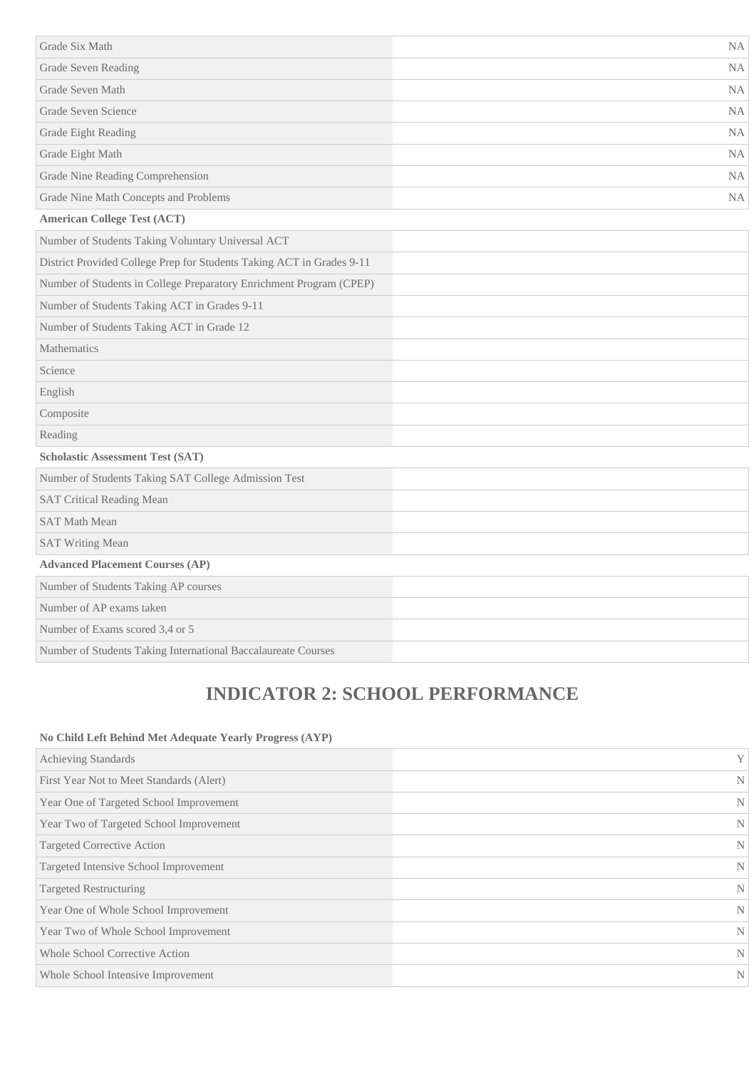| | |
|---|---|
| Grade Six Math | NA |
| Grade Seven Reading | NA |
| Grade Seven Math | NA |
| Grade Seven Science | NA |
| Grade Eight Reading | NA |
| Grade Eight Math | NA |
| Grade Nine Reading Comprehension | NA |
| Grade Nine Math Concepts and Problems | NA |

**American College Test (ACT)**

| | |
|---|---|
| Number of Students Taking Voluntary Universal ACT | |
| District Provided College Prep for Students Taking ACT in Grades 9-11 | |
| Number of Students in College Preparatory Enrichment Program (CPEP) | |
| Number of Students Taking ACT in Grades 9-11 | |
| Number of Students Taking ACT in Grade 12 | |
| Mathematics | |
| Science | |
| English | |
| Composite | |
| Reading | |

**Scholastic Assessment Test (SAT)**

| | |
|---|---|
| Number of Students Taking SAT College Admission Test | |
| SAT Critical Reading Mean | |
| SAT Math Mean | |
| SAT Writing Mean | |

**Advanced Placement Courses (AP)**

| | |
|---|---|
| Number of Students Taking AP courses | |
| Number of AP exams taken | |
| Number of Exams scored 3,4 or 5 | |
| Number of Students Taking International Baccalaureate Courses | |

## INDICATOR 2: SCHOOL PERFORMANCE

**No Child Left Behind Met Adequate Yearly Progress (AYP)**

| | |
|---|---|
| Achieving Standards | Y |
| First Year Not to Meet Standards (Alert) | N |
| Year One of Targeted School Improvement | N |
| Year Two of Targeted School Improvement | N |
| Targeted Corrective Action | N |
| Targeted Intensive School Improvement | N |
| Targeted Restructuring | N |
| Year One of Whole School Improvement | N |
| Year Two of Whole School Improvement | N |
| Whole School Corrective Action | N |
| Whole School Intensive Improvement | N |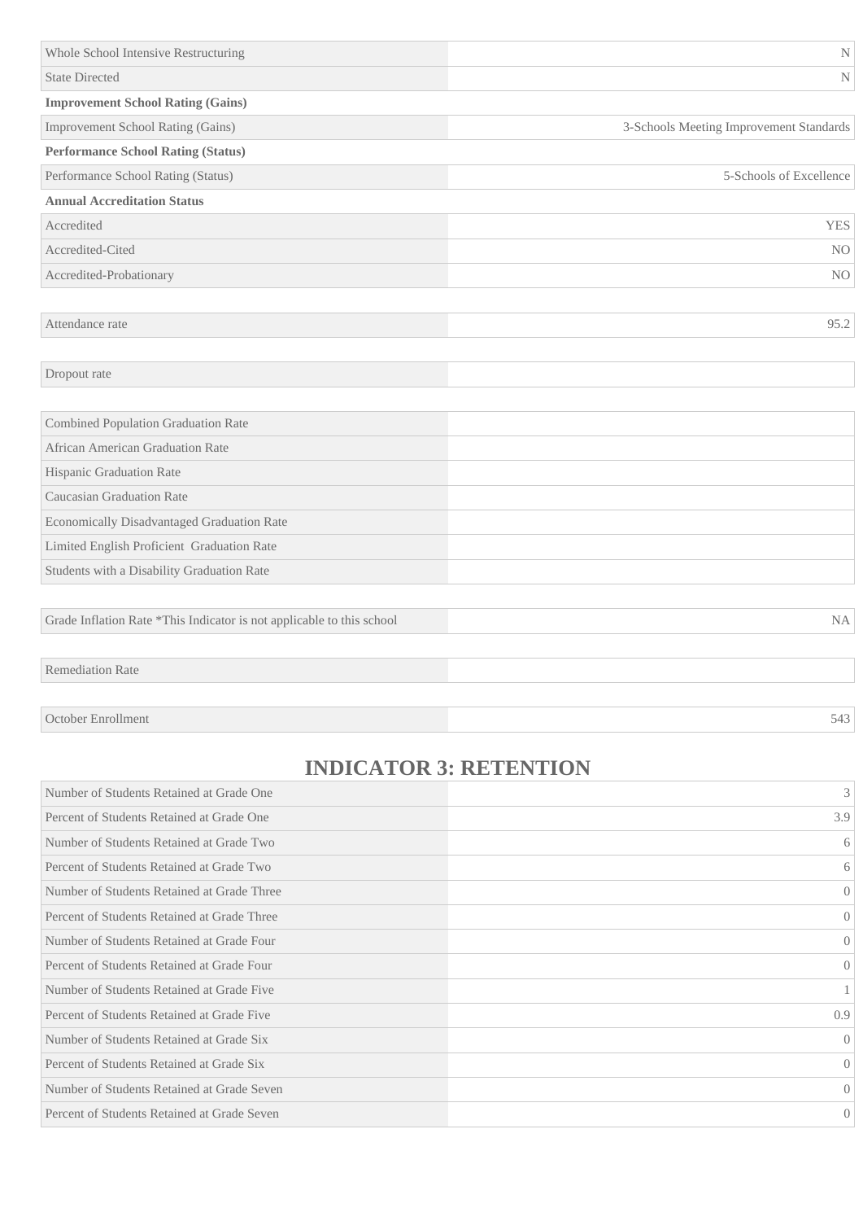| | |
|---|---|
| Whole School Intensive Restructuring | N |
| State Directed | N |

**Improvement School Rating (Gains)**

| | |
|---|---|
| Improvement School Rating (Gains) | 3-Schools Meeting Improvement Standards |

**Performance School Rating (Status)**

| | |
|---|---|
| Performance School Rating (Status) | 5-Schools of Excellence |

**Annual Accreditation Status**

| | |
|---|---|
| Accredited | YES |
| Accredited-Cited | NO |
| Accredited-Probationary | NO |

| | |
|---|---|
| Attendance rate | 95.2 |

| | |
|---|---|
| Dropout rate | |

| | |
|---|---|
| Combined Population Graduation Rate | |
| African American Graduation Rate | |
| Hispanic Graduation Rate | |
| Caucasian Graduation Rate | |
| Economically Disadvantaged Graduation Rate | |
| Limited English Proficient Graduation Rate | |
| Students with a Disability Graduation Rate | |

| | |
|---|---|
| Grade Inflation Rate *This Indicator is not applicable to this school | NA |

| | |
|---|---|
| Remediation Rate | |

| | |
|---|---|
| October Enrollment | 543 |

## INDICATOR 3: RETENTION

| | |
|---|---|
| Number of Students Retained at Grade One | 3 |
| Percent of Students Retained at Grade One | 3.9 |
| Number of Students Retained at Grade Two | 6 |
| Percent of Students Retained at Grade Two | 6 |
| Number of Students Retained at Grade Three | 0 |
| Percent of Students Retained at Grade Three | 0 |
| Number of Students Retained at Grade Four | 0 |
| Percent of Students Retained at Grade Four | 0 |
| Number of Students Retained at Grade Five | 1 |
| Percent of Students Retained at Grade Five | 0.9 |
| Number of Students Retained at Grade Six | 0 |
| Percent of Students Retained at Grade Six | 0 |
| Number of Students Retained at Grade Seven | 0 |
| Percent of Students Retained at Grade Seven | 0 |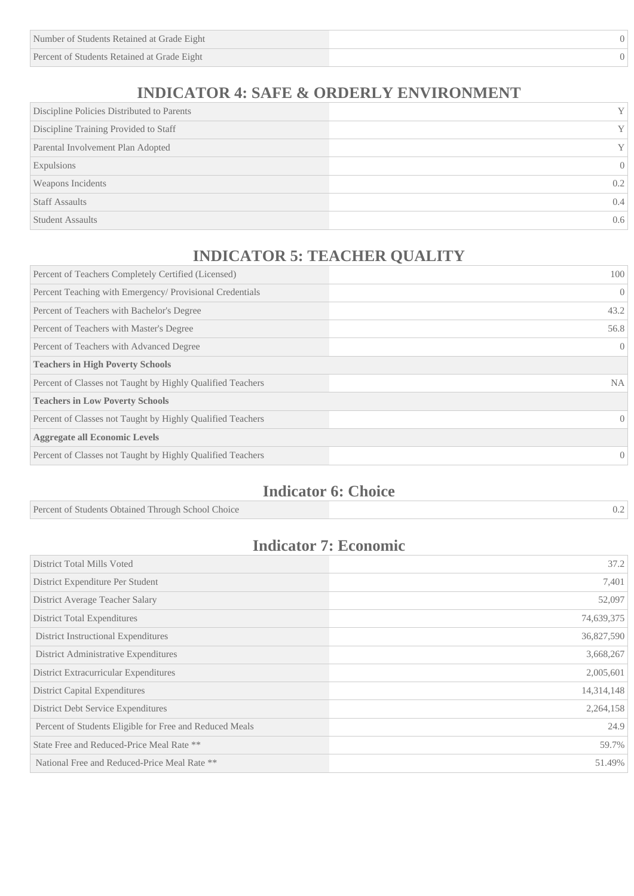| | |
|---|---|
| Number of Students Retained at Grade Eight | 0 |
| Percent of Students Retained at Grade Eight | 0 |

## INDICATOR 4: SAFE & ORDERLY ENVIRONMENT

| | |
|---|---|
| Discipline Policies Distributed to Parents | Y |
| Discipline Training Provided to Staff | Y |
| Parental Involvement Plan Adopted | Y |
| Expulsions | 0 |
| Weapons Incidents | 0.2 |
| Staff Assaults | 0.4 |
| Student Assaults | 0.6 |

## INDICATOR 5: TEACHER QUALITY

| | |
|---|---|
| Percent of Teachers Completely Certified (Licensed) | 100 |
| Percent Teaching with Emergency/ Provisional Credentials | 0 |
| Percent of Teachers with Bachelor's Degree | 43.2 |
| Percent of Teachers with Master's Degree | 56.8 |
| Percent of Teachers with Advanced Degree | 0 |
| **Teachers in High Poverty Schools** | |
| Percent of Classes not Taught by Highly Qualified Teachers | NA |
| **Teachers in Low Poverty Schools** | |
| Percent of Classes not Taught by Highly Qualified Teachers | 0 |
| **Aggregate all Economic Levels** | |
| Percent of Classes not Taught by Highly Qualified Teachers | 0 |

## Indicator 6: Choice

| | |
|---|---|
| Percent of Students Obtained Through School Choice | 0.2 |

## Indicator 7: Economic

| | |
|---|---|
| District Total Mills Voted | 37.2 |
| District Expenditure Per Student | 7,401 |
| District Average Teacher Salary | 52,097 |
| District Total Expenditures | 74,639,375 |
| District Instructional Expenditures | 36,827,590 |
| District Administrative Expenditures | 3,668,267 |
| District Extracurricular Expenditures | 2,005,601 |
| District Capital Expenditures | 14,314,148 |
| District Debt Service Expenditures | 2,264,158 |
| Percent of Students Eligible for Free and Reduced Meals | 24.9 |
| State Free and Reduced-Price Meal Rate ** | 59.7% |
| National Free and Reduced-Price Meal Rate ** | 51.49% |